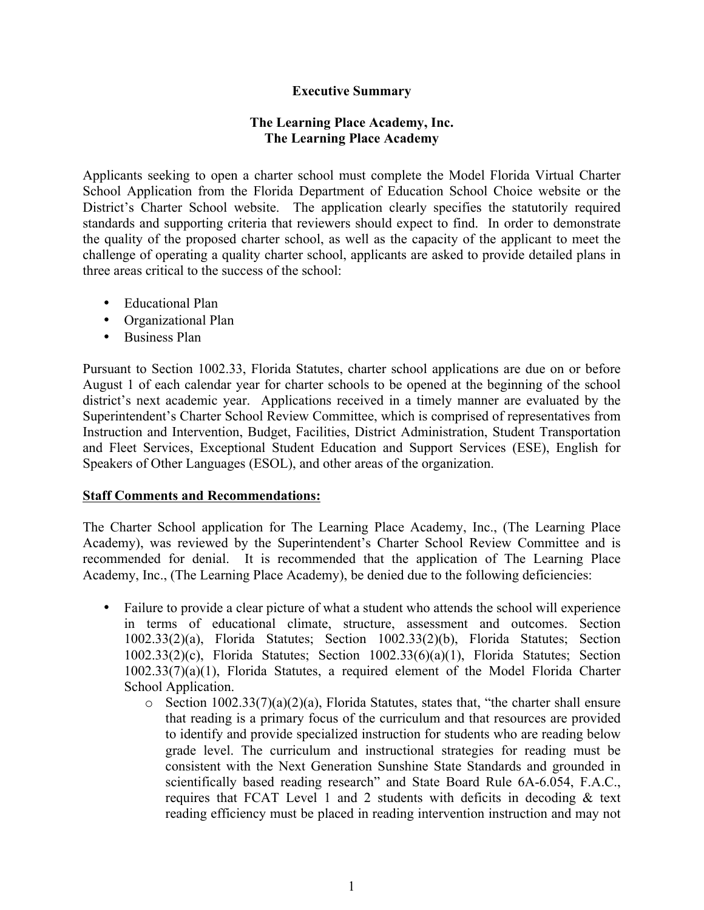**Executive Summary**

**The Learning Place Academy, Inc.**
**The Learning Place Academy**

Applicants seeking to open a charter school must complete the Model Florida Virtual Charter School Application from the Florida Department of Education School Choice website or the District's Charter School website. The application clearly specifies the statutorily required standards and supporting criteria that reviewers should expect to find. In order to demonstrate the quality of the proposed charter school, as well as the capacity of the applicant to meet the challenge of operating a quality charter school, applicants are asked to provide detailed plans in three areas critical to the success of the school:

- Educational Plan
- Organizational Plan
- Business Plan

Pursuant to Section 1002.33, Florida Statutes, charter school applications are due on or before August 1 of each calendar year for charter schools to be opened at the beginning of the school district's next academic year. Applications received in a timely manner are evaluated by the Superintendent's Charter School Review Committee, which is comprised of representatives from Instruction and Intervention, Budget, Facilities, District Administration, Student Transportation and Fleet Services, Exceptional Student Education and Support Services (ESE), English for Speakers of Other Languages (ESOL), and other areas of the organization.

**Staff Comments and Recommendations:**

The Charter School application for The Learning Place Academy, Inc., (The Learning Place Academy), was reviewed by the Superintendent's Charter School Review Committee and is recommended for denial. It is recommended that the application of The Learning Place Academy, Inc., (The Learning Place Academy), be denied due to the following deficiencies:

- Failure to provide a clear picture of what a student who attends the school will experience in terms of educational climate, structure, assessment and outcomes. Section 1002.33(2)(a), Florida Statutes; Section 1002.33(2)(b), Florida Statutes; Section 1002.33(2)(c), Florida Statutes; Section 1002.33(6)(a)(1), Florida Statutes; Section 1002.33(7)(a)(1), Florida Statutes, a required element of the Model Florida Charter School Application.
    - Section 1002.33(7)(a)(2)(a), Florida Statutes, states that, "the charter shall ensure that reading is a primary focus of the curriculum and that resources are provided to identify and provide specialized instruction for students who are reading below grade level. The curriculum and instructional strategies for reading must be consistent with the Next Generation Sunshine State Standards and grounded in scientifically based reading research" and State Board Rule 6A-6.054, F.A.C., requires that FCAT Level 1 and 2 students with deficits in decoding & text reading efficiency must be placed in reading intervention instruction and may not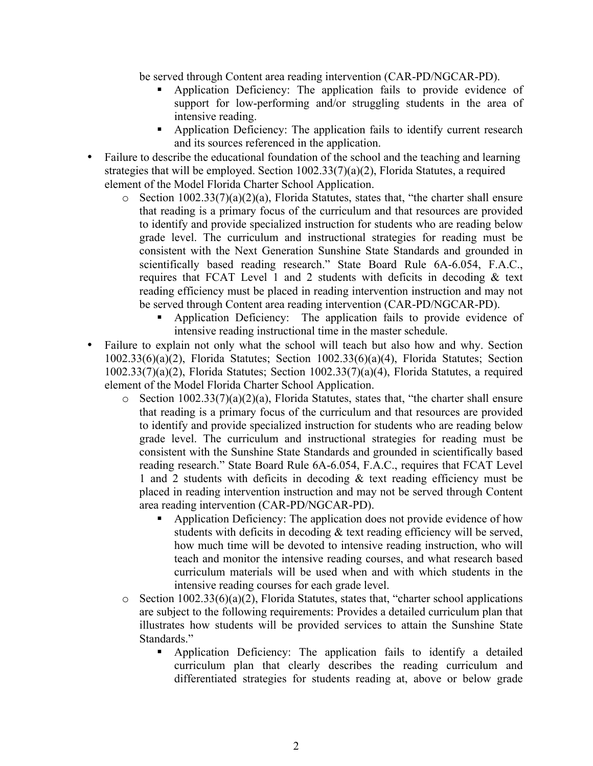be served through Content area reading intervention (CAR-PD/NGCAR-PD).

        - Application Deficiency: The application fails to provide evidence of support for low-performing and/or struggling students in the area of intensive reading.
        - Application Deficiency: The application fails to identify current research and its sources referenced in the application.

- Failure to describe the educational foundation of the school and the teaching and learning strategies that will be employed. Section 1002.33(7)(a)(2), Florida Statutes, a required element of the Model Florida Charter School Application.
    - Section 1002.33(7)(a)(2)(a), Florida Statutes, states that, "the charter shall ensure that reading is a primary focus of the curriculum and that resources are provided to identify and provide specialized instruction for students who are reading below grade level. The curriculum and instructional strategies for reading must be consistent with the Next Generation Sunshine State Standards and grounded in scientifically based reading research." State Board Rule 6A-6.054, F.A.C., requires that FCAT Level 1 and 2 students with deficits in decoding & text reading efficiency must be placed in reading intervention instruction and may not be served through Content area reading intervention (CAR-PD/NGCAR-PD).
        - Application Deficiency: The application fails to provide evidence of intensive reading instructional time in the master schedule.
- Failure to explain not only what the school will teach but also how and why. Section 1002.33(6)(a)(2), Florida Statutes; Section 1002.33(6)(a)(4), Florida Statutes; Section 1002.33(7)(a)(2), Florida Statutes; Section 1002.33(7)(a)(4), Florida Statutes, a required element of the Model Florida Charter School Application.
    - Section 1002.33(7)(a)(2)(a), Florida Statutes, states that, "the charter shall ensure that reading is a primary focus of the curriculum and that resources are provided to identify and provide specialized instruction for students who are reading below grade level. The curriculum and instructional strategies for reading must be consistent with the Sunshine State Standards and grounded in scientifically based reading research." State Board Rule 6A-6.054, F.A.C., requires that FCAT Level 1 and 2 students with deficits in decoding & text reading efficiency must be placed in reading intervention instruction and may not be served through Content area reading intervention (CAR-PD/NGCAR-PD).
        - Application Deficiency: The application does not provide evidence of how students with deficits in decoding & text reading efficiency will be served, how much time will be devoted to intensive reading instruction, who will teach and monitor the intensive reading courses, and what research based curriculum materials will be used when and with which students in the intensive reading courses for each grade level.
    - Section 1002.33(6)(a)(2), Florida Statutes, states that, "charter school applications are subject to the following requirements: Provides a detailed curriculum plan that illustrates how students will be provided services to attain the Sunshine State Standards."
        - Application Deficiency: The application fails to identify a detailed curriculum plan that clearly describes the reading curriculum and differentiated strategies for students reading at, above or below grade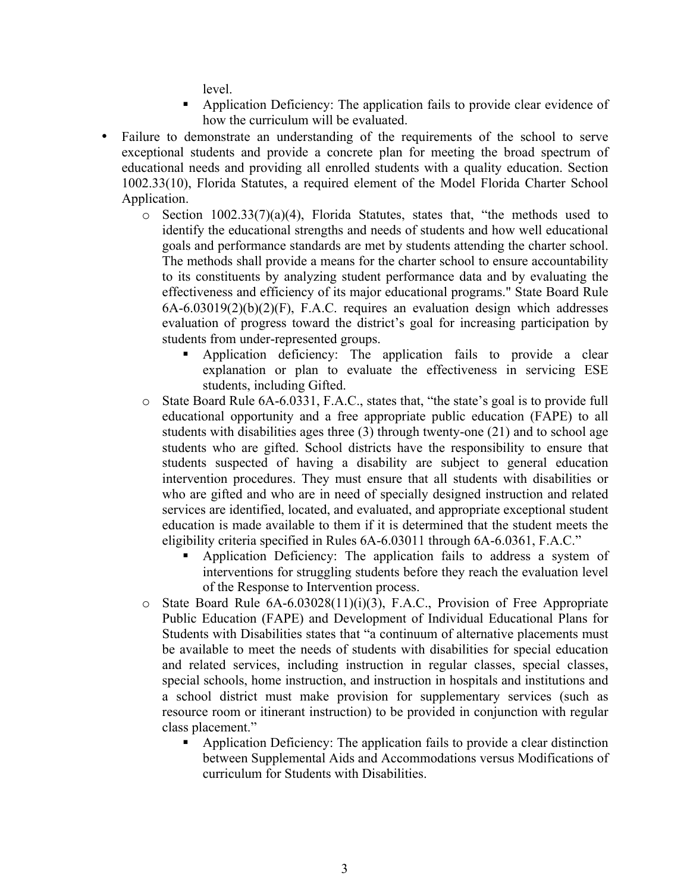level.

        - Application Deficiency: The application fails to provide clear evidence of how the curriculum will be evaluated.

- Failure to demonstrate an understanding of the requirements of the school to serve exceptional students and provide a concrete plan for meeting the broad spectrum of educational needs and providing all enrolled students with a quality education. Section 1002.33(10), Florida Statutes, a required element of the Model Florida Charter School Application.
    - Section 1002.33(7)(a)(4), Florida Statutes, states that, "the methods used to identify the educational strengths and needs of students and how well educational goals and performance standards are met by students attending the charter school. The methods shall provide a means for the charter school to ensure accountability to its constituents by analyzing student performance data and by evaluating the effectiveness and efficiency of its major educational programs." State Board Rule 6A-6.03019(2)(b)(2)(F), F.A.C. requires an evaluation design which addresses evaluation of progress toward the district's goal for increasing participation by students from under-represented groups.
        - Application deficiency: The application fails to provide a clear explanation or plan to evaluate the effectiveness in servicing ESE students, including Gifted.
    - State Board Rule 6A-6.0331, F.A.C., states that, "the state's goal is to provide full educational opportunity and a free appropriate public education (FAPE) to all students with disabilities ages three (3) through twenty-one (21) and to school age students who are gifted. School districts have the responsibility to ensure that students suspected of having a disability are subject to general education intervention procedures. They must ensure that all students with disabilities or who are gifted and who are in need of specially designed instruction and related services are identified, located, and evaluated, and appropriate exceptional student education is made available to them if it is determined that the student meets the eligibility criteria specified in Rules 6A-6.03011 through 6A-6.0361, F.A.C."
        - Application Deficiency: The application fails to address a system of interventions for struggling students before they reach the evaluation level of the Response to Intervention process.
    - State Board Rule 6A-6.03028(11)(i)(3), F.A.C., Provision of Free Appropriate Public Education (FAPE) and Development of Individual Educational Plans for Students with Disabilities states that "a continuum of alternative placements must be available to meet the needs of students with disabilities for special education and related services, including instruction in regular classes, special classes, special schools, home instruction, and instruction in hospitals and institutions and a school district must make provision for supplementary services (such as resource room or itinerant instruction) to be provided in conjunction with regular class placement."
        - Application Deficiency: The application fails to provide a clear distinction between Supplemental Aids and Accommodations versus Modifications of curriculum for Students with Disabilities.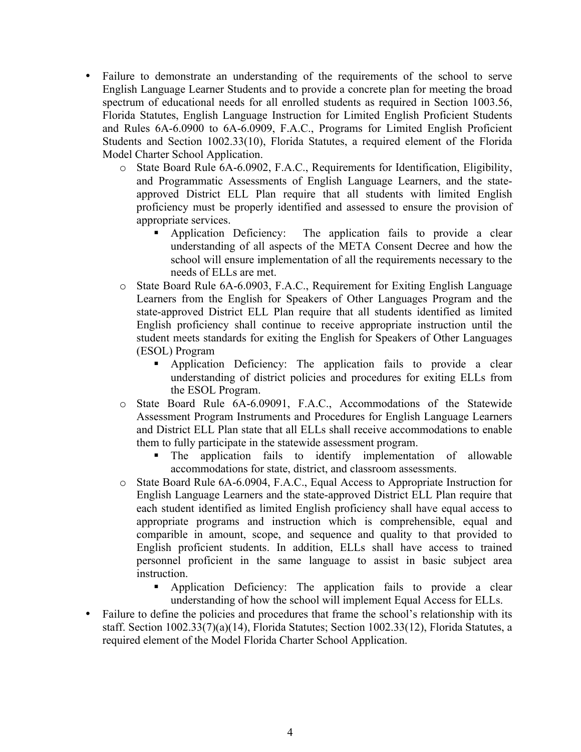- Failure to demonstrate an understanding of the requirements of the school to serve English Language Learner Students and to provide a concrete plan for meeting the broad spectrum of educational needs for all enrolled students as required in Section 1003.56, Florida Statutes, English Language Instruction for Limited English Proficient Students and Rules 6A-6.0900 to 6A-6.0909, F.A.C., Programs for Limited English Proficient Students and Section 1002.33(10), Florida Statutes, a required element of the Florida Model Charter School Application.
    - State Board Rule 6A-6.0902, F.A.C., Requirements for Identification, Eligibility, and Programmatic Assessments of English Language Learners, and the state-approved District ELL Plan require that all students with limited English proficiency must be properly identified and assessed to ensure the provision of appropriate services.
        - Application Deficiency: The application fails to provide a clear understanding of all aspects of the META Consent Decree and how the school will ensure implementation of all the requirements necessary to the needs of ELLs are met.
    - State Board Rule 6A-6.0903, F.A.C., Requirement for Exiting English Language Learners from the English for Speakers of Other Languages Program and the state-approved District ELL Plan require that all students identified as limited English proficiency shall continue to receive appropriate instruction until the student meets standards for exiting the English for Speakers of Other Languages (ESOL) Program
        - Application Deficiency: The application fails to provide a clear understanding of district policies and procedures for exiting ELLs from the ESOL Program.
    - State Board Rule 6A-6.09091, F.A.C., Accommodations of the Statewide Assessment Program Instruments and Procedures for English Language Learners and District ELL Plan state that all ELLs shall receive accommodations to enable them to fully participate in the statewide assessment program.
        - The application fails to identify implementation of allowable accommodations for state, district, and classroom assessments.
    - State Board Rule 6A-6.0904, F.A.C., Equal Access to Appropriate Instruction for English Language Learners and the state-approved District ELL Plan require that each student identified as limited English proficiency shall have equal access to appropriate programs and instruction which is comprehensible, equal and comparible in amount, scope, and sequence and quality to that provided to English proficient students. In addition, ELLs shall have access to trained personnel proficient in the same language to assist in basic subject area instruction.
        - Application Deficiency: The application fails to provide a clear understanding of how the school will implement Equal Access for ELLs.
- Failure to define the policies and procedures that frame the school's relationship with its staff. Section 1002.33(7)(a)(14), Florida Statutes; Section 1002.33(12), Florida Statutes, a required element of the Model Florida Charter School Application.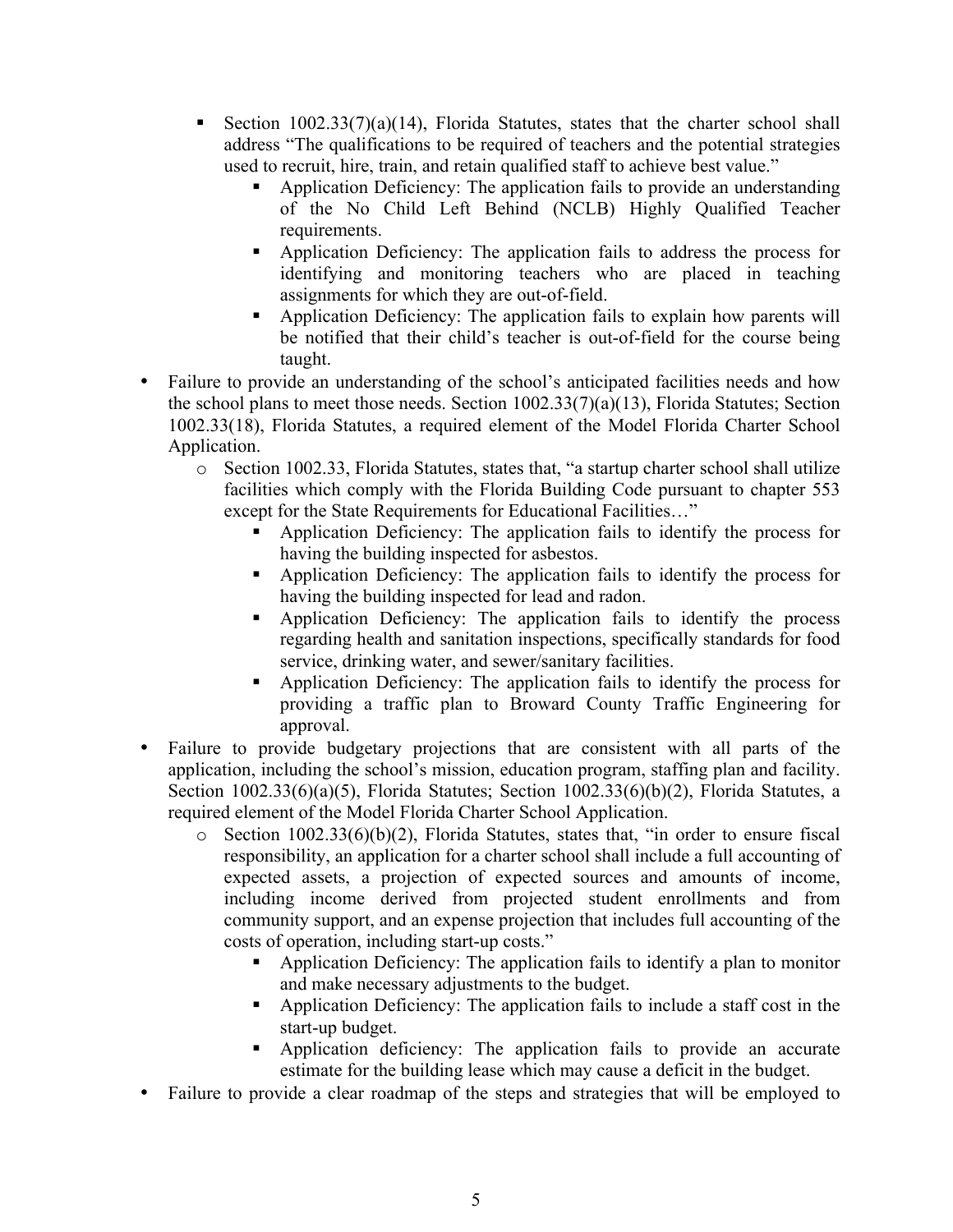- Section 1002.33(7)(a)(14), Florida Statutes, states that the charter school shall address "The qualifications to be required of teachers and the potential strategies used to recruit, hire, train, and retain qualified staff to achieve best value."
        - Application Deficiency: The application fails to provide an understanding of the No Child Left Behind (NCLB) Highly Qualified Teacher requirements.
        - Application Deficiency: The application fails to address the process for identifying and monitoring teachers who are placed in teaching assignments for which they are out-of-field.
        - Application Deficiency: The application fails to explain how parents will be notified that their child's teacher is out-of-field for the course being taught.
- Failure to provide an understanding of the school's anticipated facilities needs and how the school plans to meet those needs. Section 1002.33(7)(a)(13), Florida Statutes; Section 1002.33(18), Florida Statutes, a required element of the Model Florida Charter School Application.
    - Section 1002.33, Florida Statutes, states that, "a startup charter school shall utilize facilities which comply with the Florida Building Code pursuant to chapter 553 except for the State Requirements for Educational Facilities…"
        - Application Deficiency: The application fails to identify the process for having the building inspected for asbestos.
        - Application Deficiency: The application fails to identify the process for having the building inspected for lead and radon.
        - Application Deficiency: The application fails to identify the process regarding health and sanitation inspections, specifically standards for food service, drinking water, and sewer/sanitary facilities.
        - Application Deficiency: The application fails to identify the process for providing a traffic plan to Broward County Traffic Engineering for approval.
- Failure to provide budgetary projections that are consistent with all parts of the application, including the school's mission, education program, staffing plan and facility. Section 1002.33(6)(a)(5), Florida Statutes; Section 1002.33(6)(b)(2), Florida Statutes, a required element of the Model Florida Charter School Application.
    - Section 1002.33(6)(b)(2), Florida Statutes, states that, "in order to ensure fiscal responsibility, an application for a charter school shall include a full accounting of expected assets, a projection of expected sources and amounts of income, including income derived from projected student enrollments and from community support, and an expense projection that includes full accounting of the costs of operation, including start-up costs."
        - Application Deficiency: The application fails to identify a plan to monitor and make necessary adjustments to the budget.
        - Application Deficiency: The application fails to include a staff cost in the start-up budget.
        - Application deficiency: The application fails to provide an accurate estimate for the building lease which may cause a deficit in the budget.
- Failure to provide a clear roadmap of the steps and strategies that will be employed to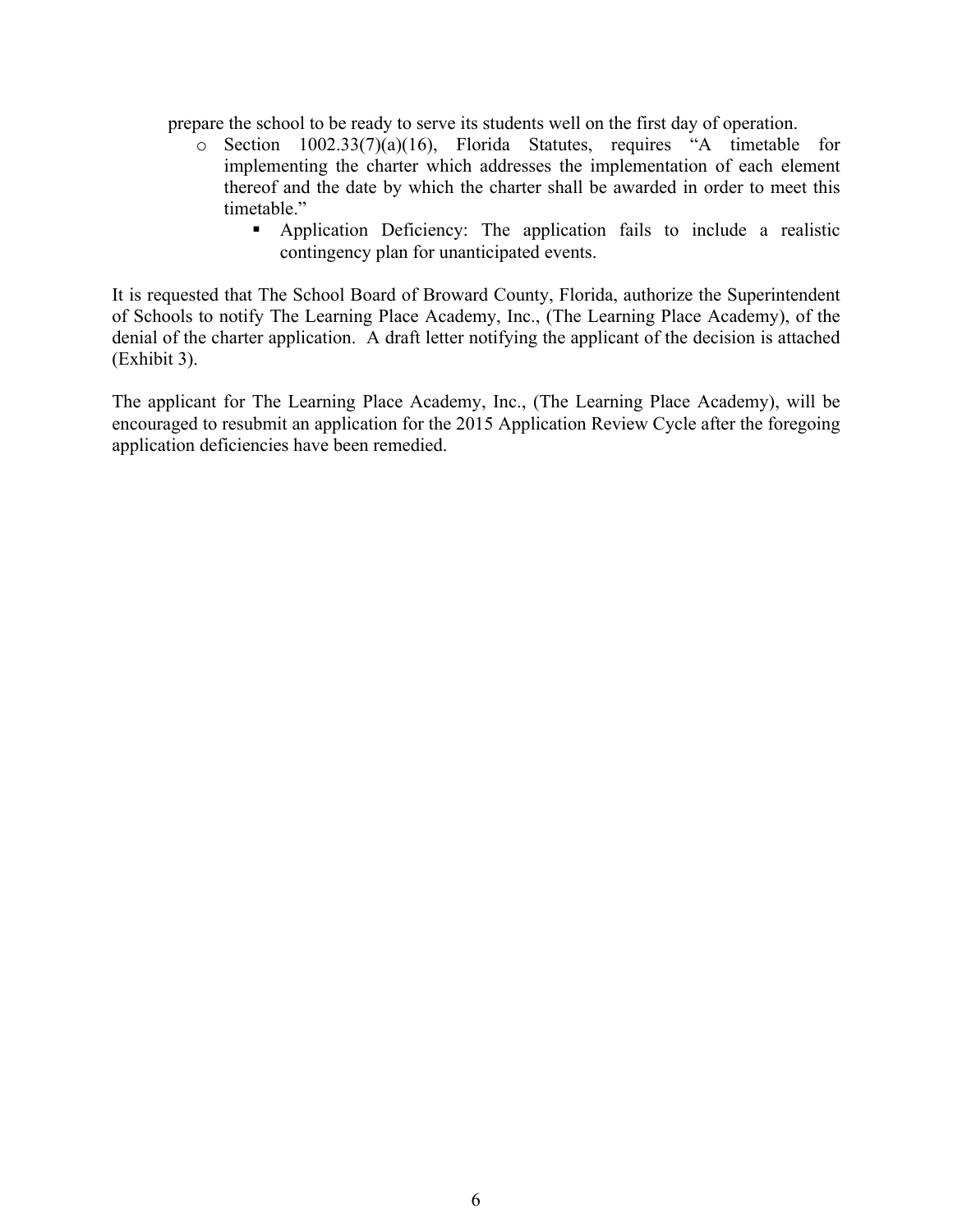prepare the school to be ready to serve its students well on the first day of operation.

- Section 1002.33(7)(a)(16), Florida Statutes, requires "A timetable for implementing the charter which addresses the implementation of each element thereof and the date by which the charter shall be awarded in order to meet this timetable."
  - Application Deficiency: The application fails to include a realistic contingency plan for unanticipated events.

It is requested that The School Board of Broward County, Florida, authorize the Superintendent of Schools to notify The Learning Place Academy, Inc., (The Learning Place Academy), of the denial of the charter application. A draft letter notifying the applicant of the decision is attached (Exhibit 3).

The applicant for The Learning Place Academy, Inc., (The Learning Place Academy), will be encouraged to resubmit an application for the 2015 Application Review Cycle after the foregoing application deficiencies have been remedied.